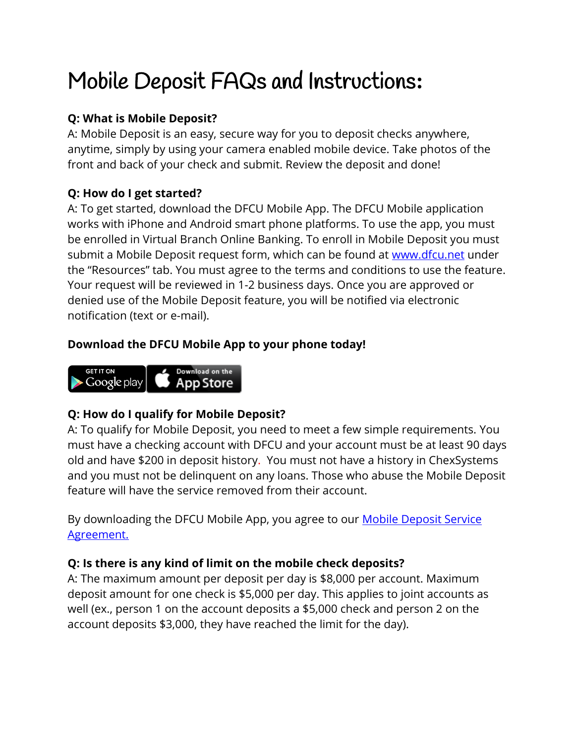# Mobile Deposit FAQs and Instructions:

**Q: What is Mobile Deposit?**
A: Mobile Deposit is an easy, secure way for you to deposit checks anywhere, anytime, simply by using your camera enabled mobile device. Take photos of the front and back of your check and submit. Review the deposit and done!

**Q: How do I get started?**
A: To get started, download the DFCU Mobile App. The DFCU Mobile application works with iPhone and Android smart phone platforms. To use the app, you must be enrolled in Virtual Branch Online Banking. To enroll in Mobile Deposit you must submit a Mobile Deposit request form, which can be found at [www.dfcu.net](www.dfcu.net) under the "Resources" tab. You must agree to the terms and conditions to use the feature. Your request will be reviewed in 1-2 business days. Once you are approved or denied use of the Mobile Deposit feature, you will be notified via electronic notification (text or e-mail).

**Download the DFCU Mobile App to your phone today!**

GET IT ON Google play | Download on the App Store

**Q: How do I qualify for Mobile Deposit?**
A: To qualify for Mobile Deposit, you need to meet a few simple requirements. You must have a checking account with DFCU and your account must be at least 90 days old and have $200 in deposit history. You must not have a history in ChexSystems and you must not be delinquent on any loans. Those who abuse the Mobile Deposit feature will have the service removed from their account.

By downloading the DFCU Mobile App, you agree to our Mobile Deposit Service Agreement.

**Q: Is there is any kind of limit on the mobile check deposits?**
A: The maximum amount per deposit per day is $8,000 per account. Maximum deposit amount for one check is $5,000 per day. This applies to joint accounts as well (ex., person 1 on the account deposits a $5,000 check and person 2 on the account deposits $3,000, they have reached the limit for the day).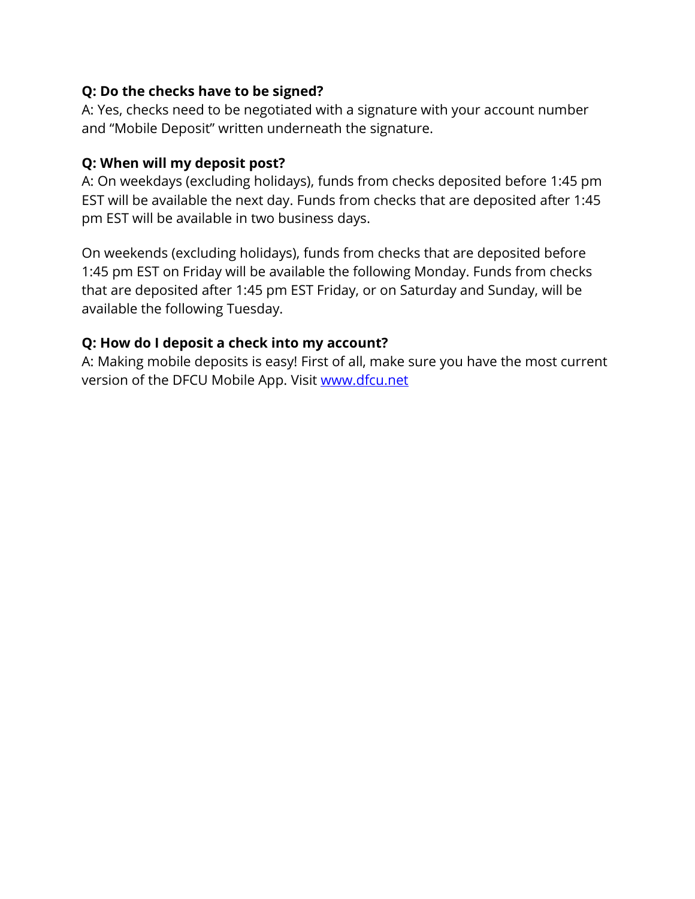**Q: Do the checks have to be signed?**
A: Yes, checks need to be negotiated with a signature with your account number and "Mobile Deposit" written underneath the signature.

**Q: When will my deposit post?**
A: On weekdays (excluding holidays), funds from checks deposited before 1:45 pm EST will be available the next day. Funds from checks that are deposited after 1:45 pm EST will be available in two business days.

On weekends (excluding holidays), funds from checks that are deposited before 1:45 pm EST on Friday will be available the following Monday. Funds from checks that are deposited after 1:45 pm EST Friday, or on Saturday and Sunday, will be available the following Tuesday.

**Q: How do I deposit a check into my account?**
A: Making mobile deposits is easy! First of all, make sure you have the most current version of the DFCU Mobile App. Visit [www.dfcu.net](http://www.dfcu.net)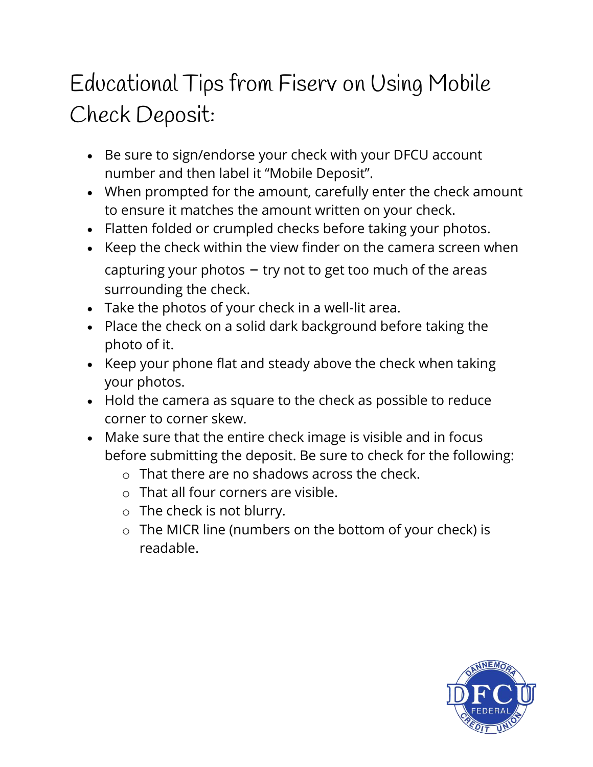# Educational Tips from Fiserv on Using Mobile Check Deposit:

- Be sure to sign/endorse your check with your DFCU account number and then label it "Mobile Deposit".
- When prompted for the amount, carefully enter the check amount to ensure it matches the amount written on your check.
- Flatten folded or crumpled checks before taking your photos.
- Keep the check within the view finder on the camera screen when capturing your photos – try not to get too much of the areas surrounding the check.
- Take the photos of your check in a well-lit area.
- Place the check on a solid dark background before taking the photo of it.
- Keep your phone flat and steady above the check when taking your photos.
- Hold the camera as square to the check as possible to reduce corner to corner skew.
- Make sure that the entire check image is visible and in focus before submitting the deposit. Be sure to check for the following:
    - That there are no shadows across the check.
    - That all four corners are visible.
    - The check is not blurry.
    - The MICR line (numbers on the bottom of your check) is readable.